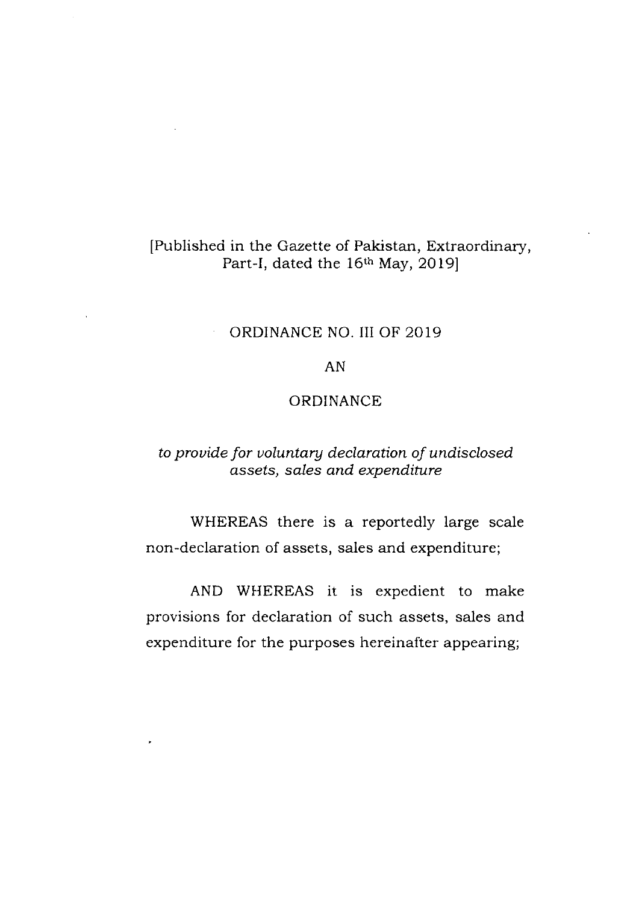[Published in the Gazette of Pakistan, Extraordinary, Part-I, dated the 16th May, 2019]

# ORDINANCE NO. III OF 2019

## AN

## ORDINANCE

*to provide for voluntary declaration of undisclosed assets, sales and expenditure*

WHEREAS there is a reportedly large scale non-declaration of assets, sales and expenditure;

AND WHEREAS it is expedient to make provisions for declaration of such assets, sales and expenditure for the purposes hereinafter appearing;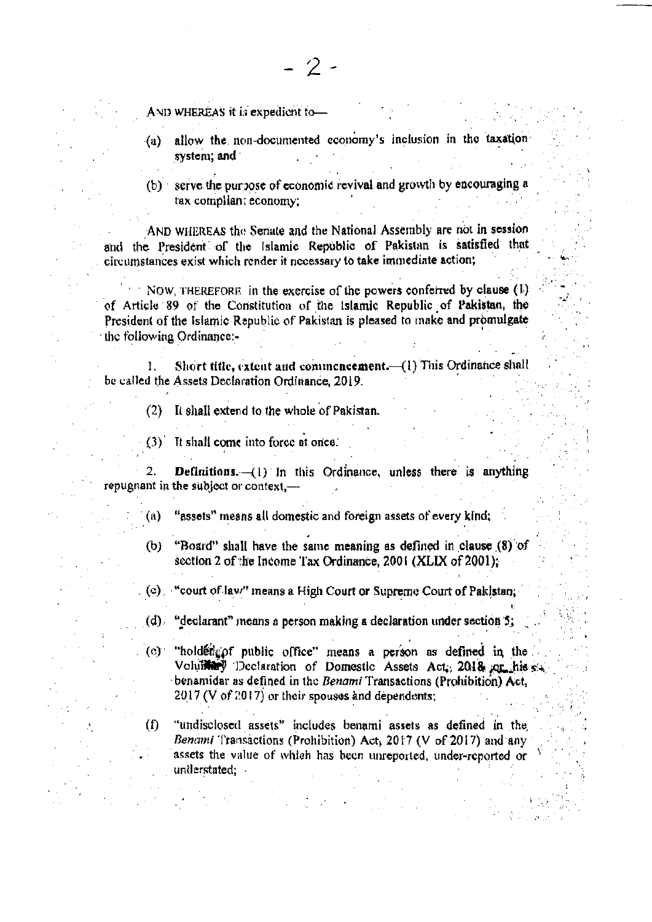AND WHEREAS it is expedient to—

(a) allow the non-documented economy's inclusion in the taxation system; and

(b) serve the purpose of economic revival and growth by encouraging a tax compliant economy;

AND WHEREAS the Senate and the National Assembly are not in session and the President of the Islamic Republic of Pakistan is satisfied that circumstances exist which render it necessary to take immediate action;

NOW, THEREFORE in the exercise of the powers conferred by clause (1) of Article 89 of the Constitution of the Islamic Republic of Pakistan, the President of the Islamic Republic of Pakistan is pleased to make and promulgate the following Ordinance:-

1. **Short title, extent and commencement.**—(1) This Ordinance shall be called the Assets Declaration Ordinance, 2019.

(2) It shall extend to the whole of Pakistan.

(3) It shall come into force at once.

2. **Definitions.**—(1) In this Ordinance, unless there is anything repugnant in the subject or context,—

(a) "assets" means all domestic and foreign assets of every kind;

(b) "Board" shall have the same meaning as defined in clause (8) of section 2 of the Income Tax Ordinance, 2001 (XLIX of 2001);

(c) "court of law" means a High Court or Supreme Court of Pakistan;

(d) "declarant" means a person making a declaration under section 5;

(e) "holder of public office" means a person as defined in the Voluntary Declaration of Domestic Assets Act, 2018 or his benamidar as defined in the *Benami* Transactions (Prohibition) Act, 2017 (V of 2017) or their spouses and dependents;

(f) "undisclosed assets" includes benami assets as defined in the *Benami* Transactions (Prohibition) Act, 2017 (V of 2017) and any assets the value of which has been unreported, under-reported or understated;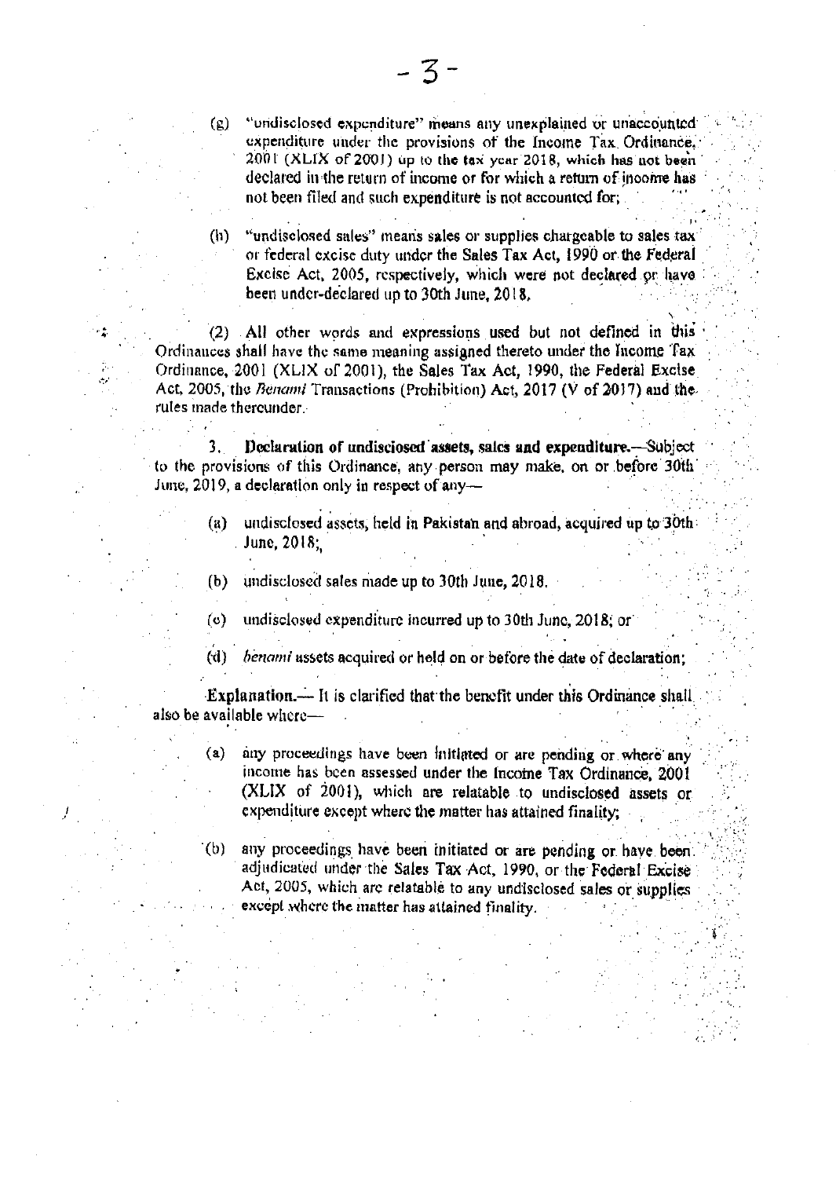(g) "undisclosed expenditure" means any unexplained or unaccounted expenditure under the provisions of the Income Tax Ordinance, 2001 (XLIX of 2001) up to the tax year 2018, which has not been declared in the return of income or for which a return of income has not been filed and such expenditure is not accounted for;

(h) "undisclosed sales" means sales or supplies chargeable to sales tax or federal excise duty under the Sales Tax Act, 1990 or the Federal Excise Act, 2005, respectively, which were not declared or have been under-declared up to 30th June, 2018.

(2) All other words and expressions used but not defined in this Ordinances shall have the same meaning assigned thereto under the Income Tax Ordinance, 2001 (XLIX of 2001), the Sales Tax Act, 1990, the Federal Excise Act, 2005, the *Benami* Transactions (Prohibition) Act, 2017 (V of 2017) and the rules made thereunder.

3. **Declaration of undisclosed assets, sales and expenditure.**—Subject to the provisions of this Ordinance, any person may make, on or before 30th June, 2019, a declaration only in respect of any—

(a) undisclosed assets, held in Pakistan and abroad, acquired up to 30th June, 2018;

(b) undisclosed sales made up to 30th June, 2018.

(c) undisclosed expenditure incurred up to 30th June, 2018; or

(d) *benami* assets acquired or held on or before the date of declaration;

Explanation.— It is clarified that the benefit under this Ordinance shall also be available where—

(a) any proceedings have been initiated or are pending or where any income has been assessed under the Income Tax Ordinance, 2001 (XLIX of 2001), which are relatable to undisclosed assets or expenditure except where the matter has attained finality;

(b) any proceedings have been initiated or are pending or have been adjudicated under the Sales Tax Act, 1990, or the Federal Excise Act, 2005, which are relatable to any undisclosed sales or supplies except where the matter has attained finality.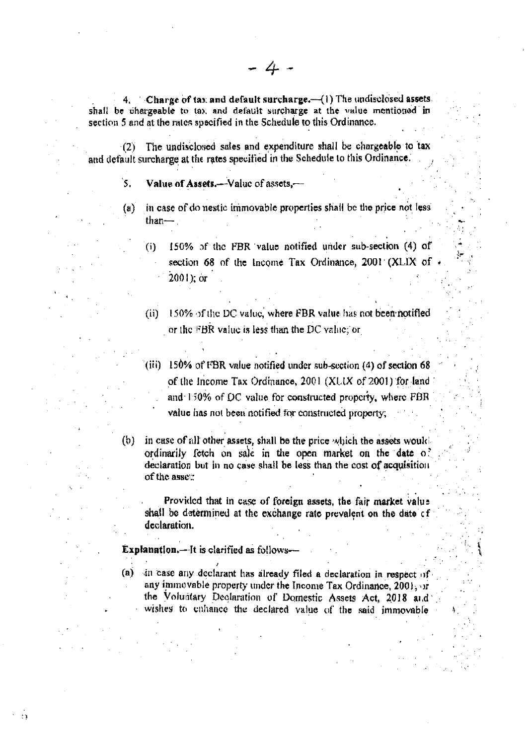**4. Charge of tax and default surcharge.**—(1) The undisclosed assets shall be chargeable to tax and default surcharge at the value mentioned in section 5 and at the rates specified in the Schedule to this Ordinance.

(2) The undisclosed sales and expenditure shall be chargeable to tax and default surcharge at the rates specified in the Schedule to this Ordinance.

**5. Value of Assets.**—Value of assets,—

(a) in case of domestic immovable properties shall be the price not less than—

(i) 150% of the FBR value notified under sub-section (4) of section 68 of the Income Tax Ordinance, 2001 (XLIX of 2001); or

(ii) 150% of the DC value, where FBR value has not been notified or the FBR value is less than the DC value; or

(iii) 150% of FBR value notified under sub-section (4) of section 68 of the Income Tax Ordinance, 2001 (XLIX of 2001) for land and 150% of DC value for constructed property, where FBR value has not been notified for constructed property;

(b) in case of all other assets, shall be the price which the assets would ordinarily fetch on sale in the open market on the date of declaration but in no case shall be less than the cost of acquisition of the asset:

Provided that in case of foreign assets, the fair market value shall be determined at the exchange rate prevalent on the date of declaration.

**Explanation.**—It is clarified as follows—

(a) in case any declarant has already filed a declaration in respect of any immovable property under the Income Tax Ordinance, 2001, or the Voluntary Declaration of Domestic Assets Act, 2018 and wishes to enhance the declared value of the said immovable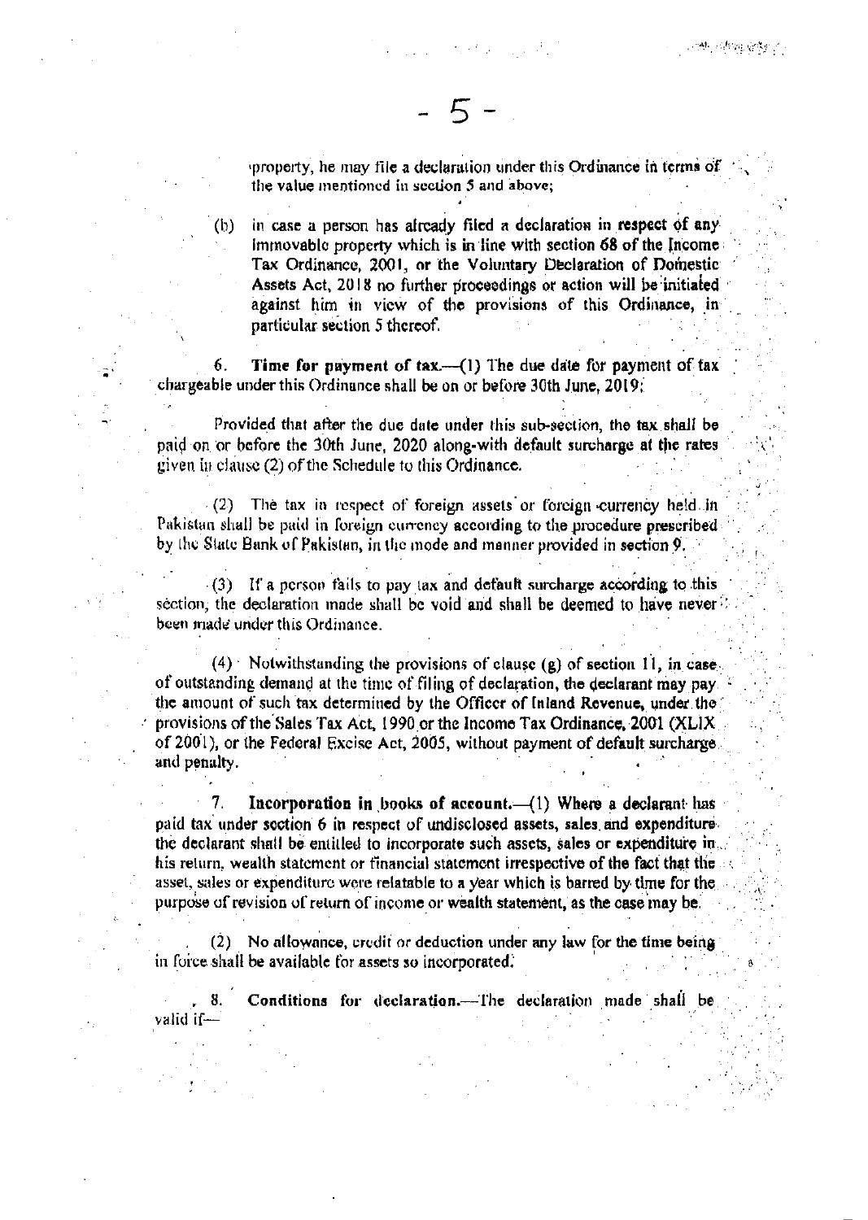property, he may file a declaration under this Ordinance in terms of the value mentioned in section 5 and above;

(b) in case a person has already filed a declaration in respect of any immovable property which is in line with section 68 of the Income Tax Ordinance, 2001, or the Voluntary Declaration of Domestic Assets Act, 2018 no further proceedings or action will be initiated against him in view of the provisions of this Ordinance, in particular section 5 thereof.

6. **Time for payment of tax.**—(1) The due date for payment of tax chargeable under this Ordinance shall be on or before 30th June, 2019:

Provided that after the due date under this sub-section, the tax shall be paid on or before the 30th June, 2020 along-with default surcharge at the rates given in clause (2) of the Schedule to this Ordinance.

(2) The tax in respect of foreign assets or foreign currency held in Pakistan shall be paid in foreign currency according to the procedure prescribed by the State Bank of Pakistan, in the mode and manner provided in section 9.

(3) If a person fails to pay tax and default surcharge according to this section, the declaration made shall be void and shall be deemed to have never been made under this Ordinance.

(4) Notwithstanding the provisions of clause (g) of section 11, in case of outstanding demand at the time of filing of declaration, the declarant may pay the amount of such tax determined by the Officer of Inland Revenue, under the provisions of the Sales Tax Act, 1990 or the Income Tax Ordinance, 2001 (XLIX of 2001), or the Federal Excise Act, 2005, without payment of default surcharge and penalty.

7. **Incorporation in books of account.**—(1) Where a declarant has paid tax under section 6 in respect of undisclosed assets, sales and expenditure the declarant shall be entitled to incorporate such assets, sales or expenditure in his return, wealth statement or financial statement irrespective of the fact that the asset, sales or expenditure were relatable to a year which is barred by time for the purpose of revision of return of income or wealth statement, as the case may be.

(2) No allowance, credit or deduction under any law for the time being in force shall be available for assets so incorporated.

8. **Conditions for declaration.**—The declaration made shall be valid if—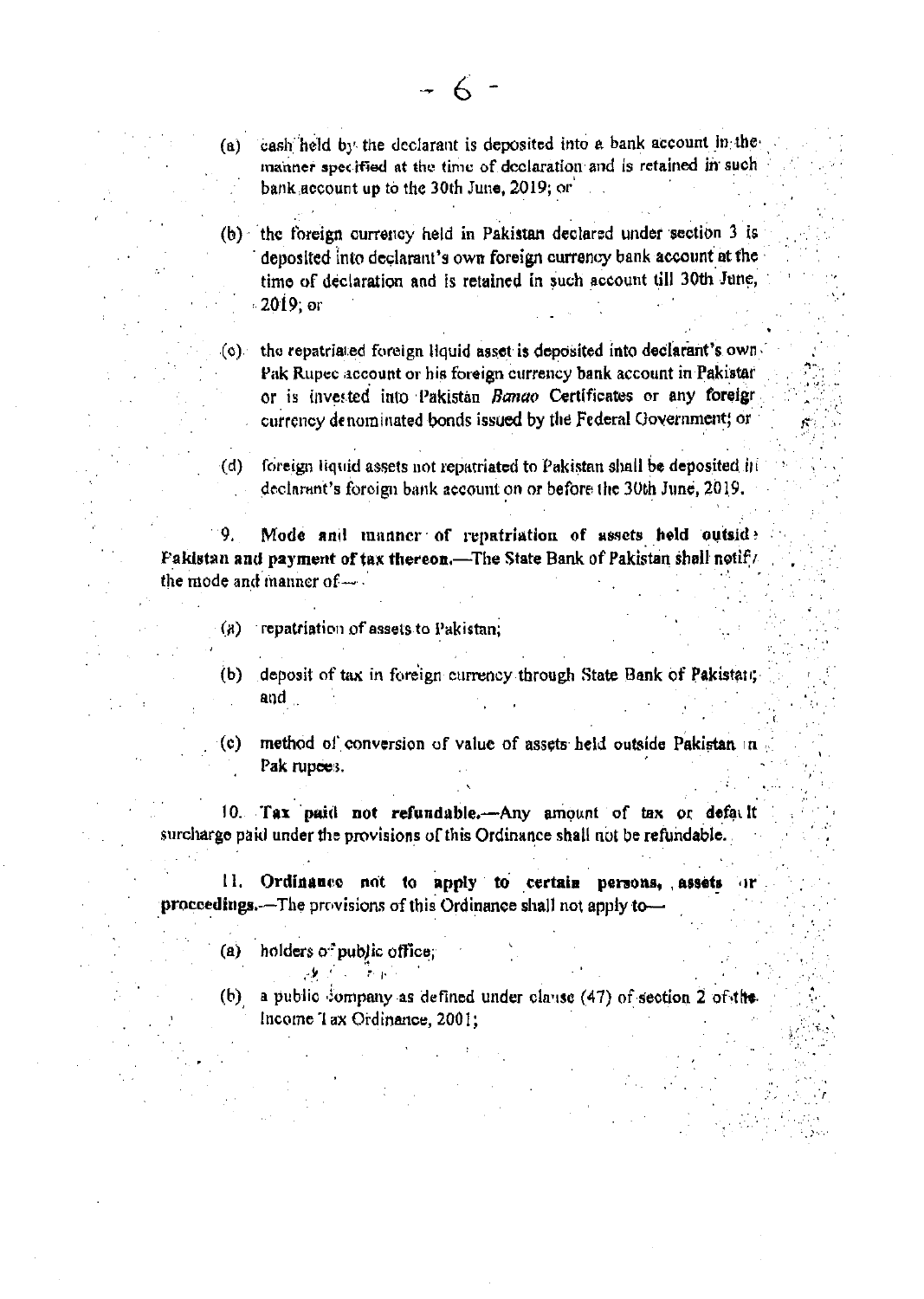(a) cash held by the declarant is deposited into a bank account in the manner specified at the time of declaration and is retained in such bank account up to the 30th June, 2019; or

(b) the foreign currency held in Pakistan declared under section 3 is deposited into declarant's own foreign currency bank account at the time of declaration and is retained in such account till 30th June, 2019; or

(c) the repatriated foreign liquid asset is deposited into declarant's own Pak Rupee account or his foreign currency bank account in Pakistan or is invested into Pakistan *Banao* Certificates or any foreign currency denominated bonds issued by the Federal Government; or

(d) foreign liquid assets not repatriated to Pakistan shall be deposited in declarant's foreign bank account on or before the 30th June, 2019.

9. **Mode and manner of repatriation of assets held outside Pakistan and payment of tax thereon.**—The State Bank of Pakistan shall notify the mode and manner of—

(a) repatriation of assets to Pakistan;

(b) deposit of tax in foreign currency through State Bank of Pakistan; and

(c) method of conversion of value of assets held outside Pakistan in Pak rupees.

10. **Tax paid not refundable.**—Any amount of tax or default surcharge paid under the provisions of this Ordinance shall not be refundable.

11. **Ordinance not to apply to certain persons, assets or proceedings.**—The provisions of this Ordinance shall not apply to—

(a) holders of public office;

(b) a public company as defined under clause (47) of section 2 of the Income Tax Ordinance, 2001;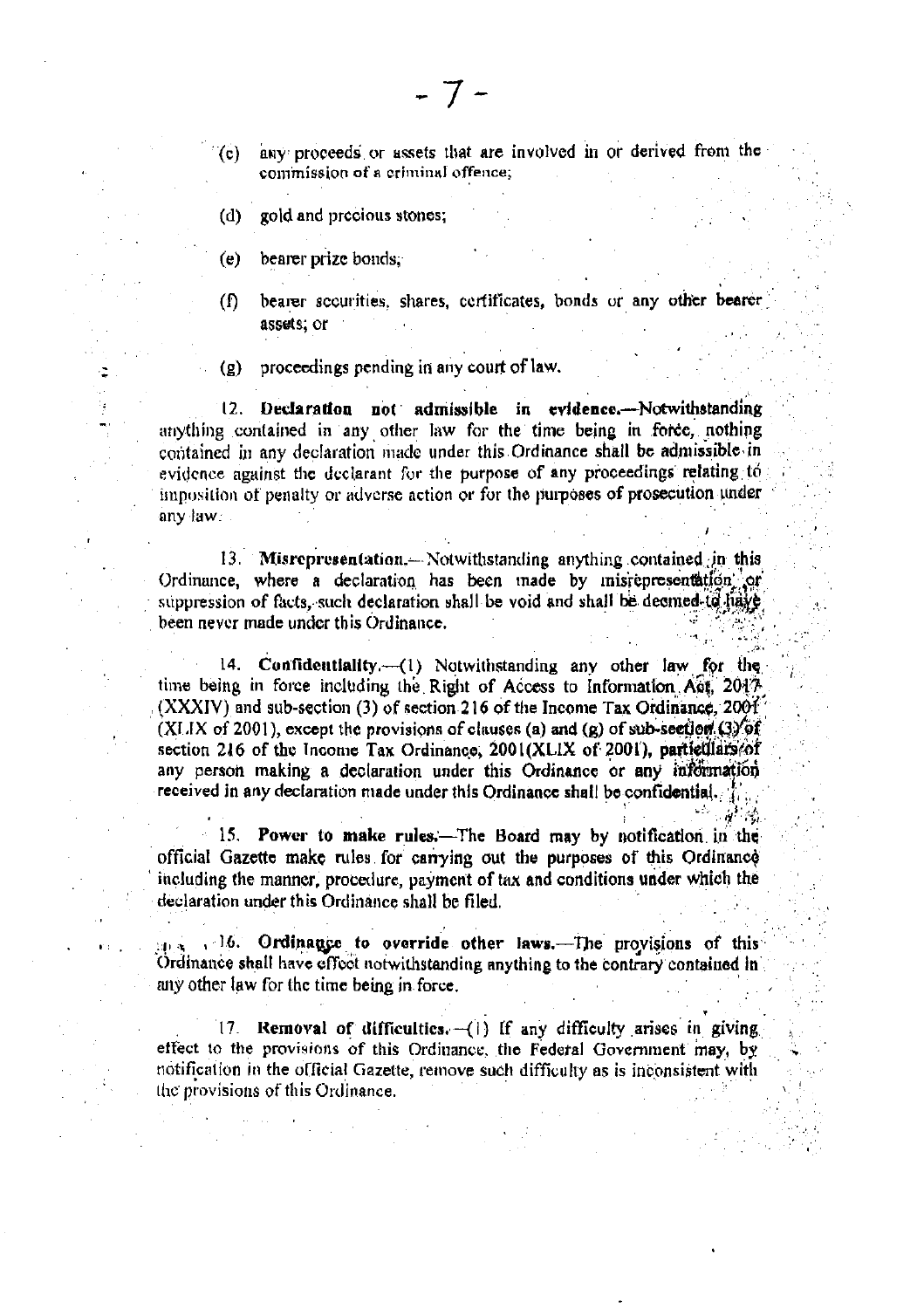(c) any proceeds or assets that are involved in or derived from the commission of a criminal offence;

(d) gold and precious stones;

(e) bearer prize bonds;

(f) bearer securities, shares, certificates, bonds or any other bearer assets; or

(g) proceedings pending in any court of law.

12. **Declaration not admissible in evidence.**—Notwithstanding anything contained in any other law for the time being in force, nothing contained in any declaration made under this Ordinance shall be admissible in evidence against the declarant for the purpose of any proceedings relating to imposition of penalty or adverse action or for the purposes of prosecution under any law.

13. **Misrepresentation.**—Notwithstanding anything contained in this Ordinance, where a declaration has been made by misrepresentation or suppression of facts, such declaration shall be void and shall be deemed to have been never made under this Ordinance.

14. **Confidentiality.**—(1) Notwithstanding any other law for the time being in force including the Right of Access to Information Act, 2017 (XXXIV) and sub-section (3) of section 216 of the Income Tax Ordinance, 2001 (XLIX of 2001), except the provisions of clauses (a) and (g) of sub-section (3) of section 216 of the Income Tax Ordinance, 2001(XLIX of 2001), particulars of any person making a declaration under this Ordinance or any information received in any declaration made under this Ordinance shall be confidential.

15. **Power to make rules.**—The Board may by notification in the official Gazette make rules for carrying out the purposes of this Ordinance including the manner, procedure, payment of tax and conditions under which the declaration under this Ordinance shall be filed.

16. **Ordinance to override other laws.**—The provisions of this Ordinance shall have effect notwithstanding anything to the contrary contained in any other law for the time being in force.

17. **Removal of difficulties.**—(1) If any difficulty arises in giving effect to the provisions of this Ordinance, the Federal Government may, by notification in the official Gazette, remove such difficulty as is inconsistent with the provisions of this Ordinance.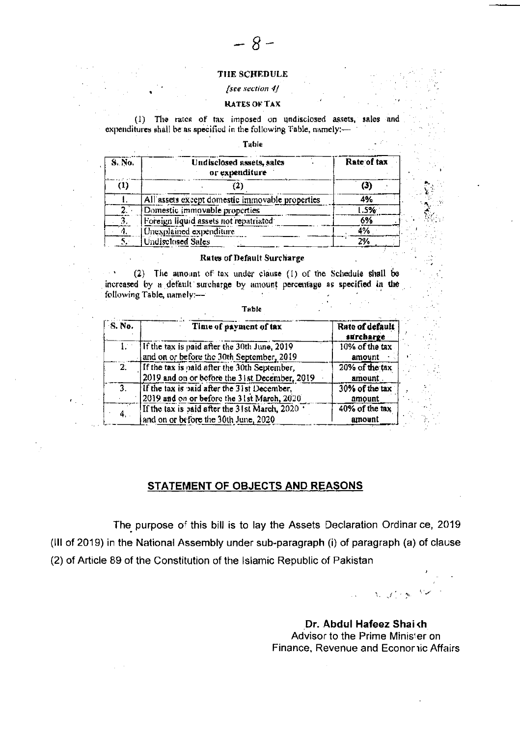## THE SCHEDULE

*[see section 4]*

### RATES OF TAX

(1) The rates of tax imposed on undisclosed assets, sales and expenditures shall be as specified in the following Table, namely:—

Table

| S. No. | Undisclosed assets, sales or expenditure | Rate of tax |
|---|---|---|
| (1) | (2) | (3) |
| 1. | All assets except domestic immovable properties | 4% |
| 2. | Domestic immovable properties | 1.5% |
| 3. | Foreign liquid assets not repatriated | 6% |
| 4. | Unexplained expenditure | 4% |
| 5. | Undisclosed Sales | 2% |

### Rates of Default Surcharge

(2) The amount of tax under clause (1) of the Schedule shall be increased by a default surcharge by amount percentage as specified in the following Table, namely:—

Table

| S. No. | Time of payment of tax | Rate of default surcharge |
|---|---|---|
| 1. | If the tax is paid after the 30th June, 2019 and on or before the 30th September, 2019 | 10% of the tax amount |
| 2. | If the tax is paid after the 30th September, 2019 and on or before the 31st December, 2019 | 20% of the tax amount |
| 3. | If the tax is paid after the 31st December, 2019 and on or before the 31st March, 2020 | 30% of the tax amount |
| 4. | If the tax is paid after the 31st March, 2020 and on or before the 30th June, 2020 | 40% of the tax amount |

## STATEMENT OF OBJECTS AND REASONS

The purpose of this bill is to lay the Assets Declaration Ordinance, 2019 (III of 2019) in the National Assembly under sub-paragraph (i) of paragraph (a) of clause (2) of Article 89 of the Constitution of the Islamic Republic of Pakistan

**Dr. Abdul Hafeez Shaikh**
Advisor to the Prime Minister on
Finance, Revenue and Economic Affairs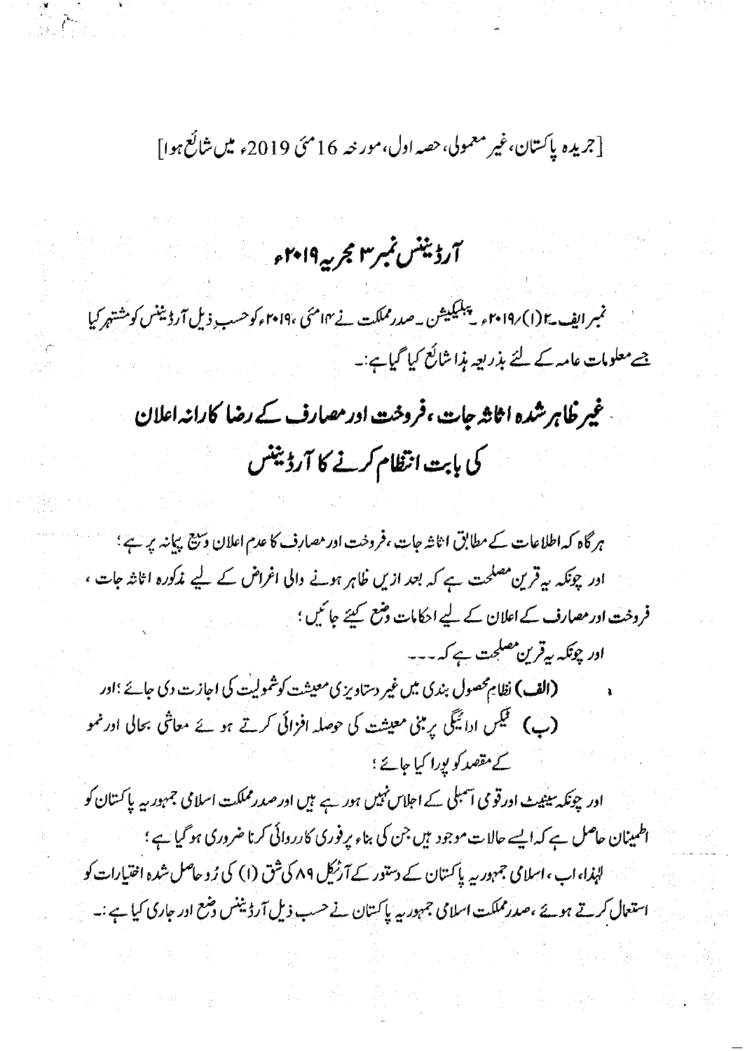[جریدہ پاکستان، غیر معمولی، حصہ اول، مورخہ 16 مئی 2019ء میں شائع ہوا]

# آرڈیننس نمبر ۳ مجریہ ۲۰۱۹ء

نمبر ایف۔۲(۱)/۲۰۱۹ء۔پبلیکیشن۔صدر مملکت نے ۱۴ مئی ، ۲۰۱۹ء کو حسب ذیل آرڈیننس کو مشتہر کیا جسے معلومات عامہ کے لئے بذریعہ ہذا شائع کیا گیا ہے:۔

## غیر ظاہر شدہ اثاثہ جات، فروخت اور مصارف کے رضا کارانہ اعلان کی بابت انتظام کرنے کا آرڈیننس

ہر گاہ کہ اطلاعات کے مطابق اثاثہ جات، فروخت اور مصارف کا عدم اعلان وسیع پیمانہ پر ہے؛

اور چونکہ یہ قرین مصلحت ہے کہ بعد ازیں ظاہر ہونے والی اغراض کے لیے مذکورہ اثاثہ جات، فروخت اور مصارف کے اعلان کے لیے احکامات وضع کیئے جائیں؛

اور چونکہ یہ قرین مصلحت ہے کہ۔۔۔

**(الف)** نظام محصول بندی میں غیر دستاویزی معیشت کو شمولیت کی اجازت دی جائے؛اور

**(ب)** ٹیکس ادائیگی پر مبنی معیشت کی حوصلہ افزائی کرتے ہوئے معاشی بحالی اور نمو کے مقصد کو پورا کیا جائے؛

اور چونکہ سینیٹ اور قومی اسمبلی کے اجلاس نہیں ہو رہے ہیں اور صدر مملکت اسلامی جمہوریہ پاکستان کو اطمینان حاصل ہے کہ ایسے حالات موجود ہیں جن کی بناء پر فوری کارروائی کرنا ضروری ہو گیا ہے؛

لہٰذا، اب، اسلامی جمہوریہ پاکستان کے دستور کے آرٹیکل ۸۹ کی شق (۱) کی رُو حاصل شدہ اختیارات کو استعمال کرتے ہوئے، صدر مملکت اسلامی جمہوریہ پاکستان نے حسب ذیل آرڈیننس وضع اور جاری کیا ہے:۔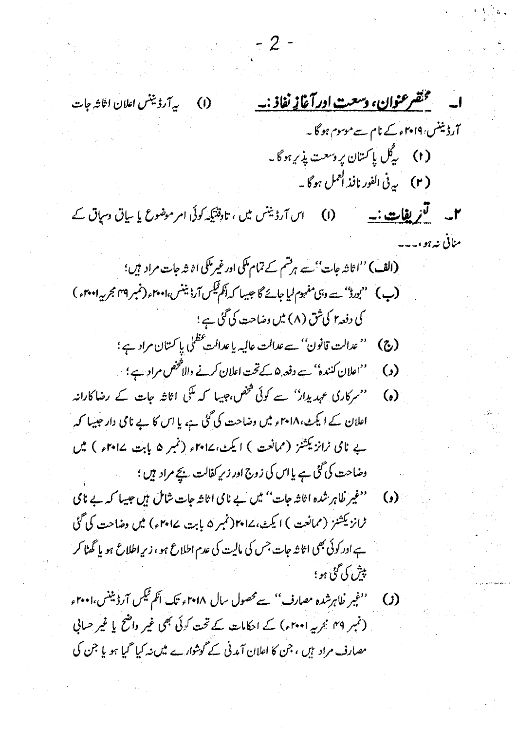۱۔ **مختصر عنوان، وسعت اور آغاز نفاذ:۔** (۱) یہ آرڈیننس اعلان اثاثہ جات آرڈیننس، ۲۰۱۹ء کے نام سے موسوم ہوگا۔

(۲) یہ کل پاکستان پر وسعت پذیر ہوگا۔

(۳) یہ فی الفور نافذ العمل ہوگا۔

۲۔ **تعریفات:۔** (۱) اس آرڈیننس میں، تاوقتیکہ کوئی امر موضوع یا سیاق وسباق کے منافی نہ ہو،۔۔۔

(الف) ''اثاثہ جات'' سے ہر قسم کے تمام ملکی اور غیر ملکی اثاثہ جات مراد ہیں؛

(ب) ''بورڈ'' سے وہی مفہوم لیا جائے گا جیسا کہ انکم ٹیکس آرڈیننس، ۲۰۰۱ء (نمبر ۴۹ مجریہ ۲۰۰۱ء) کی دفعہ ۲ کی شق (۸) میں وضاحت کی گئی ہے؛

(ج) ''عدالت قانون'' سے عدالت عالیہ یا عدالت عظمیٰ پاکستان مراد ہے؛

(د) ''اعلان کنندہ'' سے دفعہ ۵ کے تحت اعلان کرنے والا شخص مراد ہے؛

(ہ) ''سرکاری عہدیدار'' سے کوئی شخص، جیسا کہ ملکی اثاثہ جات کے رضاکارانہ اعلان کے ایکٹ، ۲۰۱۸ء میں وضاحت کی گئی ہے، یا اس کا بے نامی دار جیسا کہ بے نامی ٹرانزیکشنز (ممانعت) ایکٹ، ۲۰۱۷ء (نمبر ۵ بابت ۲۰۱۷ء) میں وضاحت کی گئی ہے یا اس کی زوج اور زیر کفالت بچے مراد ہیں؛

(و) ''غیر ظاہر شدہ اثاثہ جات'' میں بے نامی اثاثہ جات شامل ہیں جیسا کہ بے نامی ٹرانزیکشنز (ممانعت) ایکٹ، ۲۰۱۷ء (نمبر ۵ بابت ۲۰۱۷ء) میں وضاحت کی گئی ہے اور کوئی بھی اثاثہ جات جس کی مالیت کی عدم اطلاع ہو، زیر اطلاع ہو یا گھٹا کر پیش کی گئی ہو؛

(ز) ''غیر ظاہر شدہ مصارف'' سے محصول سال ۲۰۱۸ء تک انکم ٹیکس آرڈیننس، ۲۰۰۱ء (نمبر ۴۹ مجریہ ۲۰۰۱ء) کے احکامات کے تحت کوئی بھی غیر واضح یا غیر حسابی مصارف مراد ہیں، جن کا اعلان آمدنی کے گوشوارے میں نہ کیا گیا ہو یا جن کی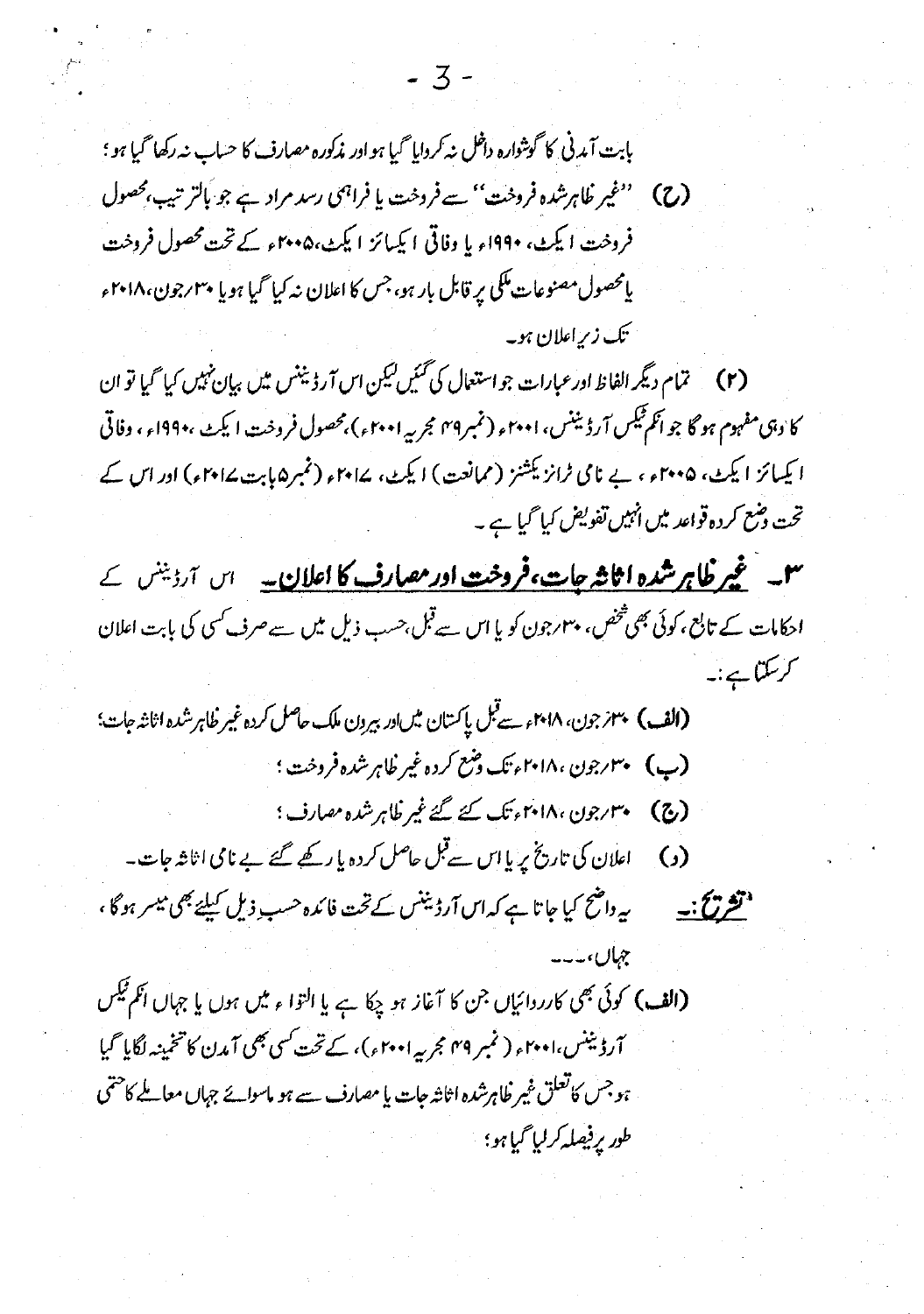بابت آمدنی کا گوشوارہ داخل نہ کروایا گیا ہو اور مذکورہ مصارف کا حساب نہ رکھا گیا ہو؛

(ح) ''غیر ظاہر شدہ فروخت'' سے فروخت یا فراہمی رسد مراد ہے جو بالترتیب، محصول فروخت ایکٹ، ۱۹۹۰ء یا وفاقی ایکسائز ایکٹ، ۲۰۰۵ء کے تحت محصول فروخت یا محصول مصنوعات ملکی پر قابل بار ہو، جس کا اعلان نہ کیا گیا ہو یا ۳۰ رجون، ۲۰۱۸ء تک زیر اعلان ہو۔

(۲) تمام دیگر الفاظ اور عبارات جو استعمال کی گئیں لیکن اس آرڈیننس میں بیان نہیں کیا گیا تو ان کا وہی مفہوم ہو گا جو انکم ٹیکس آرڈیننس، ۲۰۰۱ء (نمبر ۴۹ مجریہ ۲۰۰۱ء)، محصول فروخت ایکٹ، ۱۹۹۰ء، وفاقی ایکسائز ایکٹ، ۲۰۰۵ء، بے نامی ٹرانزیکشنز (ممانعت) ایکٹ، ۲۰۱۷ء (نمبر ۵ بابت ۲۰۱۷ء) اور اس کے تحت وضع کردہ قواعد میں انہیں تفویض کیا گیا ہے۔

۳۔ **غیر ظاہر شدہ اثاثہ جات، فروخت اور مصارف کا اعلان۔** اس آرڈیننس کے احکامات کے تابع، کوئی بھی شخص، ۳۰ رجون کو یا اس سے قبل، حسب ذیل میں سے صرف کسی کی بابت اعلان کر سکتا ہے:۔

(الف) ۳۰ رجون، ۲۰۱۸ء سے قبل پاکستان میں اور بیرون ملک حاصل کردہ غیر ظاہر شدہ اثاثہ جات؛

(ب) ۳۰ رجون، ۲۰۱۸ء تک وضع کردہ غیر ظاہر شدہ فروخت؛

(ج) ۳۰ رجون، ۲۰۱۸ء تک کئے گئے غیر ظاہر شدہ مصارف؛

(د) اعلان کی تاریخ پر یا اس سے قبل حاصل کردہ یا رکھے گئے بے نامی اثاثہ جات۔

**تشریح:۔** یہ واضح کیا جاتا ہے کہ اس آرڈیننس کے تحت فائدہ حسب ذیل کیلئے بھی میسر ہو گا، جہاں،۔۔۔

(الف) کوئی بھی کارروائیاں جن کا آغاز ہو چکا ہے یا التواء میں ہوں یا جہاں انکم ٹیکس آرڈیننس، ۲۰۰۱ء (نمبر ۴۹ مجریہ ۲۰۰۱ء)، کے تحت کسی بھی آمدن کا تخمینہ لگایا گیا ہو جس کا تعلق غیر ظاہر شدہ اثاثہ جات یا مصارف سے ہو ماسوائے جہاں معاملے کا حتمی طور پر فیصلہ کر لیا گیا ہو؛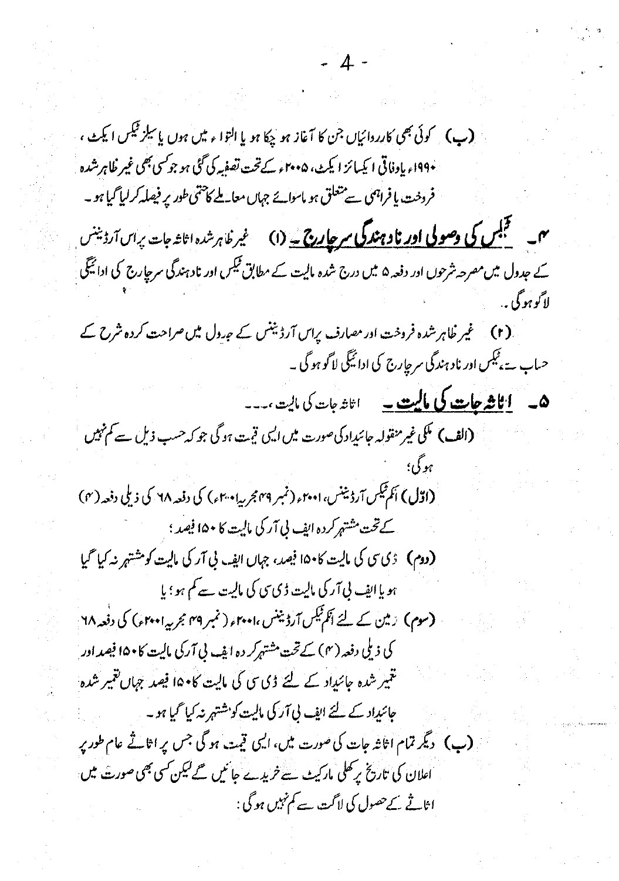(ب) کوئی بھی کارروائیاں جن کا آغاز ہو چکا ہو یا التواء میں ہوں یا سیلز ٹیکس ایکٹ، ۱۹۹۰ء یا وفاقی ایکسائز ایکٹ، ۲۰۰۵ء کے تحت تصفیہ کی گئی ہو جو کسی بھی غیر ظاہر شدہ فروخت یا فراہمی سے متعلق ہو ماسوائے جہاں معاملے کا حتمی طور پر فیصلہ کر لیا گیا ہو۔

۴۔ **ٹیکس کی وصولی اور نادہندگی سرچارج۔** (۱) غیر ظاہر شدہ اثاثہ جات پر اس آرڈیننس کے جدول میں مصرحہ شرحوں اور دفعہ ۵ میں درج شدہ مالیت کے مطابق ٹیکس اور نادہندگی سرچارج کی ادائیگی لاگو ہوگی۔

(۲) غیر ظاہر شدہ فروخت اور مصارف پر اس آرڈیننس کے جدول میں صراحت کردہ شرح کے حساب سے، ٹیکس اور نادہندگی سرچارج کی ادائیگی لاگو ہوگی۔

۵۔ **اثاثہ جات کی مالیت۔** اثاثہ جات کی مالیت،۔۔۔

(الف) ملکی غیر منقولہ جائیداد کی صورت میں ایسی قیمت ہوگی جو کہ حسب ذیل سے کم نہیں ہوگی؛

(اوّل) انکم ٹیکس آرڈیننس، ۲۰۰۱ء (نمبر ۴۹ مجریہ ۲۰۰۱ء) کی دفعہ ۶۸ کی ذیلی دفعہ (۴) کے تحت مشتہر کردہ ایف بی آر کی مالیت کا ۱۵۰ فیصد؛

(دوم) ڈی سی کی مالیت کا ۱۵۰ فیصد، جہاں ایف بی آر کی مالیت کو مشتہر نہ کیا گیا ہو یا ایف بی آر کی مالیت ڈی سی کی مالیت سے کم ہو؛ یا

(سوم) زمین کے لئے انکم ٹیکس آرڈیننس، ۲۰۰۱ء (نمبر ۴۹ مجریہ ۲۰۰۱ء) کی دفعہ ۶۸ کی ذیلی دفعہ (۴) کے تحت مشتہر کردہ ایف بی آر کی مالیت کا ۱۵۰ فیصد اور تعمیر شدہ جائیداد کے لئے ڈی سی کی مالیت کا ۱۵۰ فیصد جہاں تعمیر شدہ جائیداد کے لئے ایف بی آر کی مالیت کو مشتہر نہ کیا گیا ہو۔

(ب) دیگر تمام اثاثہ جات کی صورت میں، ایسی قیمت ہوگی جس پر اثاثے عام طور پر اعلان کی تاریخ پر کھلی مارکیٹ سے خریدے جائیں گے لیکن کسی بھی صورت میں اثاثے کے حصول کی لاگت سے کم نہیں ہوگی: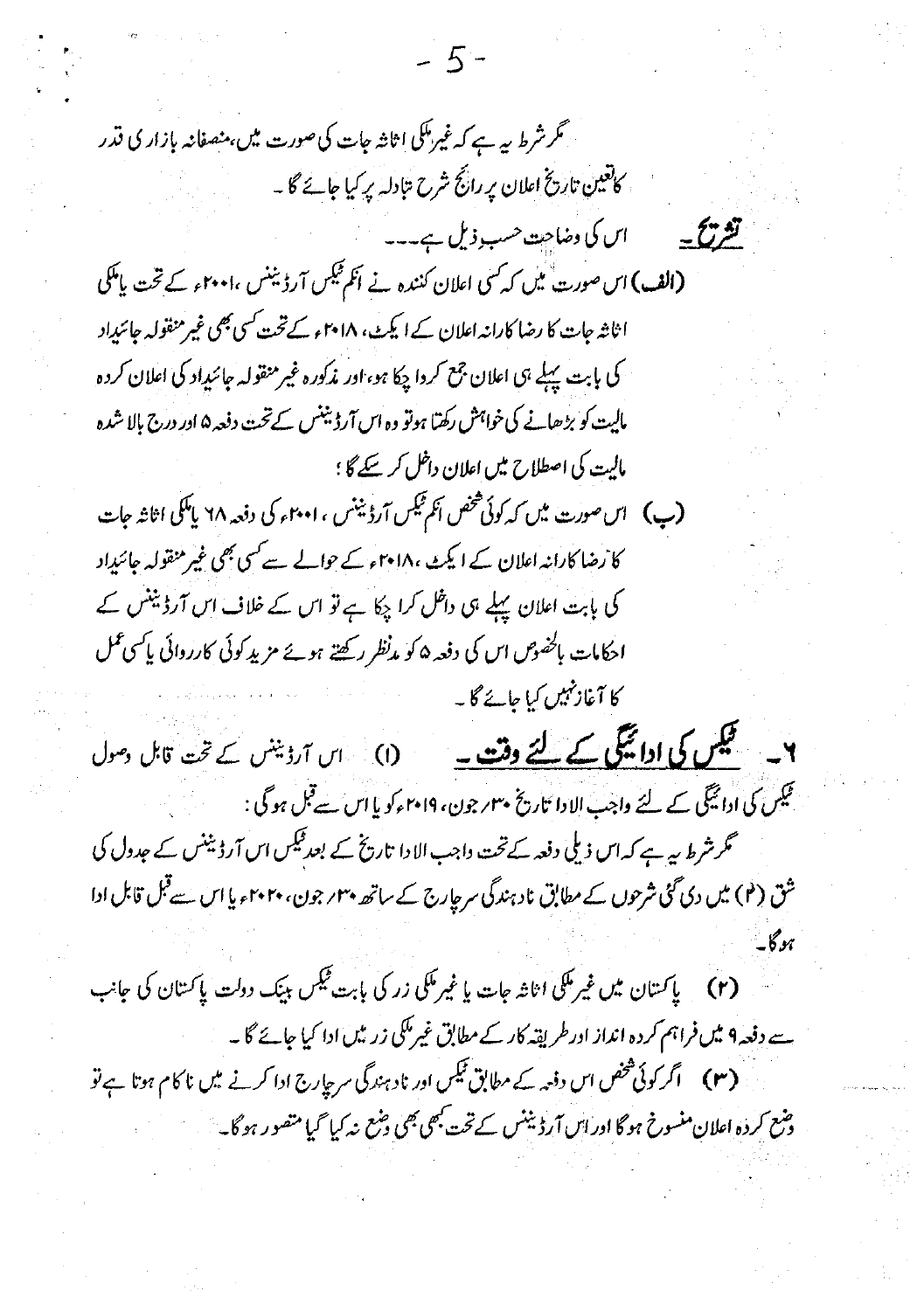مگر شرط یہ ہے کہ غیر ملکی اثاثہ جات کی صورت میں، منصفانہ بازاری قدر کا تعین تاریخ اعلان پر رائج شرح تبادلہ پر کیا جائے گا۔

**تشریح۔** اس کی وضاحت حسب ذیل ہے۔۔۔

**(الف)** اس صورت میں کہ کسی اعلان کنندہ نے انکم ٹیکس آرڈیننس، ۲۰۰۱ء کے تحت یا ملکی اثاثہ جات کا رضاکارانہ اعلان کے ایکٹ، ۲۰۱۸ء کے تحت کسی بھی غیر منقولہ جائیداد کی بابت پہلے ہی اعلان جمع کروا چکا ہو، اور مذکورہ غیر منقولہ جائیداد کی اعلان کردہ مالیت کو بڑھانے کی خواہش رکھتا ہو تو وہ اس آرڈیننس کے تحت دفعہ ۵ اور درج بالا شدہ مالیت کی اصطلاح میں اعلان داخل کر سکے گا؛

**(ب)** اس صورت میں کہ کوئی شخص انکم ٹیکس آرڈیننس، ۲۰۰۱ء کی دفعہ ۶۸ یا ملکی اثاثہ جات کا رضاکارانہ اعلان کے ایکٹ، ۲۰۱۸ء کے حوالے سے کسی بھی غیر منقولہ جائیداد کی بابت اعلان پہلے ہی داخل کرا چکا ہے تو اس کے خلاف اس آرڈیننس کے احکامات بالخصوص اس کی دفعہ ۵ کو مدنظر رکھتے ہوئے مزید کوئی کارروائی یا کسی عمل کا آغاز نہیں کیا جائے گا۔

**۶۔ ٹیکس کی ادائیگی کے لئے وقت۔** (۱) اس آرڈیننس کے تحت قابل وصول ٹیکس کی ادائیگی کے لئے واجب الادا تاریخ ۳۰/ جون، ۲۰۱۹ء کو یا اس سے قبل ہوگی:

مگر شرط یہ ہے کہ اس ذیلی دفعہ کے تحت واجب الادا تاریخ کے بعد ٹیکس اس آرڈیننس کے جدول کی شق (۴) میں دی گئی شرحوں کے مطابق نادہندگی سرچارج کے ساتھ ۳۰/ جون، ۲۰۲۰ء یا اس سے قبل قابل ادا ہوگا۔

(۲) پاکستان میں غیر ملکی اثاثہ جات یا غیر ملکی زر کی بابت ٹیکس بینک دولت پاکستان کی جانب سے دفعہ ۹ میں فراہم کردہ انداز اور طریقہ کار کے مطابق غیر ملکی زر میں ادا کیا جائے گا۔

(۳) اگر کوئی شخص اس دفعہ کے مطابق ٹیکس اور نادہندگی سرچارج ادا کرنے میں ناکام ہوتا ہے تو وضع کردہ اعلان منسوخ ہوگا اور اس آرڈیننس کے تحت کبھی بھی وضع نہ کیا گیا متصور ہوگا۔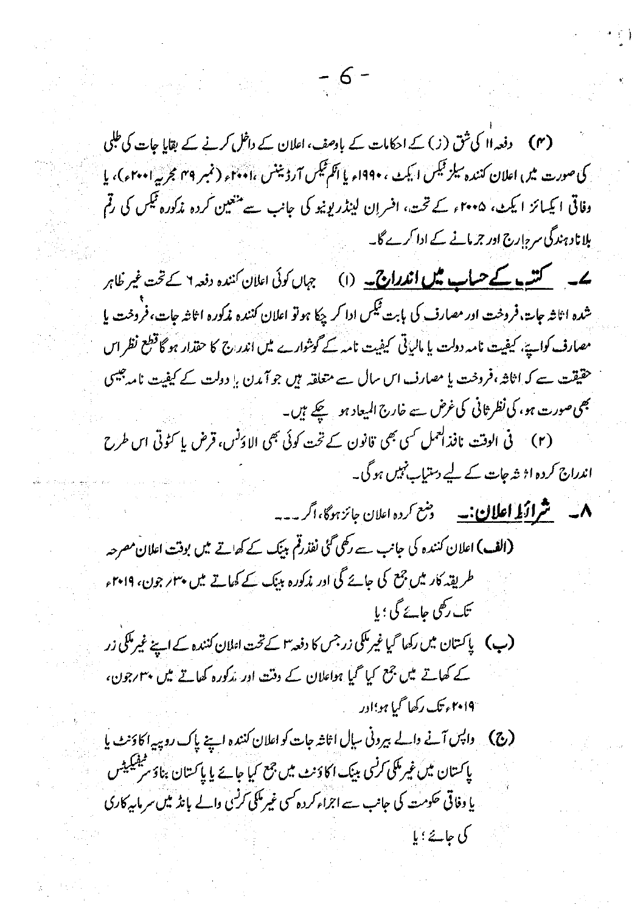(۴) دفعہ ۱۱ کی شق (ز) کے احکامات کے باوصف، اعلان کے داخل کرنے کے بقایا جات کی طلبی کی صورت میں، اعلان کنندہ سیلز ٹیکس ایکٹ، ۱۹۹۰ء یا انکم ٹیکس آرڈیننس، ۲۰۰۱ء (نمبر ۴۹ مجریہ ۲۰۰۱ء)، یا وفاقی ایکسائز ایکٹ، ۲۰۰۵ء کے تحت، افسران لینڈریونیو کی جانب سے متعین کردہ مذکورہ ٹیکس کی رقم بلاناد ہندگی سرچارج اور جرمانے کے ادا کرے گا۔

۷۔ **کتب کے حساب میں اندراج۔** (۱) جہاں کوئی اعلان کنندہ دفعہ ۶ کے تحت غیر ظاہر شدہ اثاثہ جات، فروخت اور مصارف کی بابت ٹیکس ادا کر چکا ہو تو اعلان کنندہ مذکورہ اثاثہ جات، فروخت یا مصارف کو اپنے کیفیت نامہ دولت یا مالیاتی کیفیت نامہ کے گوشوارے میں اندراج کا حقدار ہوگا قطع نظر اس حقیقت سے کہ اثاثہ، فروخت یا مصارف اس سال سے متعلقہ ہیں جو آمدن یا دولت کے کیفیت نامہ جیسی بھی صورت ہو، کی نظرثانی کی غرض سے خارج المیعاد ہو چکے ہیں۔

(۲) فی الوقت نافذ العمل کسی بھی قانون کے تحت کوئی بھی الاؤنس، قرض یا کٹوتی اس طرح اندراج کردہ اثاثہ جات کے لیے دستیاب نہیں ہوگی۔

۸۔ **شرائط اعلان:۔** وضع کردہ اعلان جائز ہوگا، اگر۔۔۔

(الف) اعلان کنندہ کی جانب سے رکھی گئی نقد رقم بینک کے کھاتے میں بوقت اعلان مصرحہ طریقہ کار میں جمع کی جائے گی اور مذکورہ بینک کے کھاتے میں ۳۰ر جون، ۲۰۱۹ء تک رکھی جائے گی؛ یا

(ب) پاکستان میں رکھا گیا غیر ملکی زر جس کا دفعہ ۳ کے تحت اعلان کنندہ کے اپنے غیر ملکی زر کے کھاتے میں جمع کیا گیا ہو اعلان کے وقت اور مذکورہ کھاتے میں ۳۰ر جون، ۲۰۱۹ء تک رکھا گیا ہو؛ اور

(ج) واپس آنے والے بیرونی سیال اثاثہ جات کو اعلان کنندہ اپنے پاک روپیہ اکاؤنٹ یا پاکستان میں غیر ملکی کرنسی بینک اکاؤنٹ میں جمع کیا جائے یا پاکستان بناؤ سرٹیفکیٹس یا وفاقی حکومت کی جانب سے اجراء کردہ کسی غیر ملکی کرنسی والے بانڈ میں سرمایہ کاری کی جائے؛ یا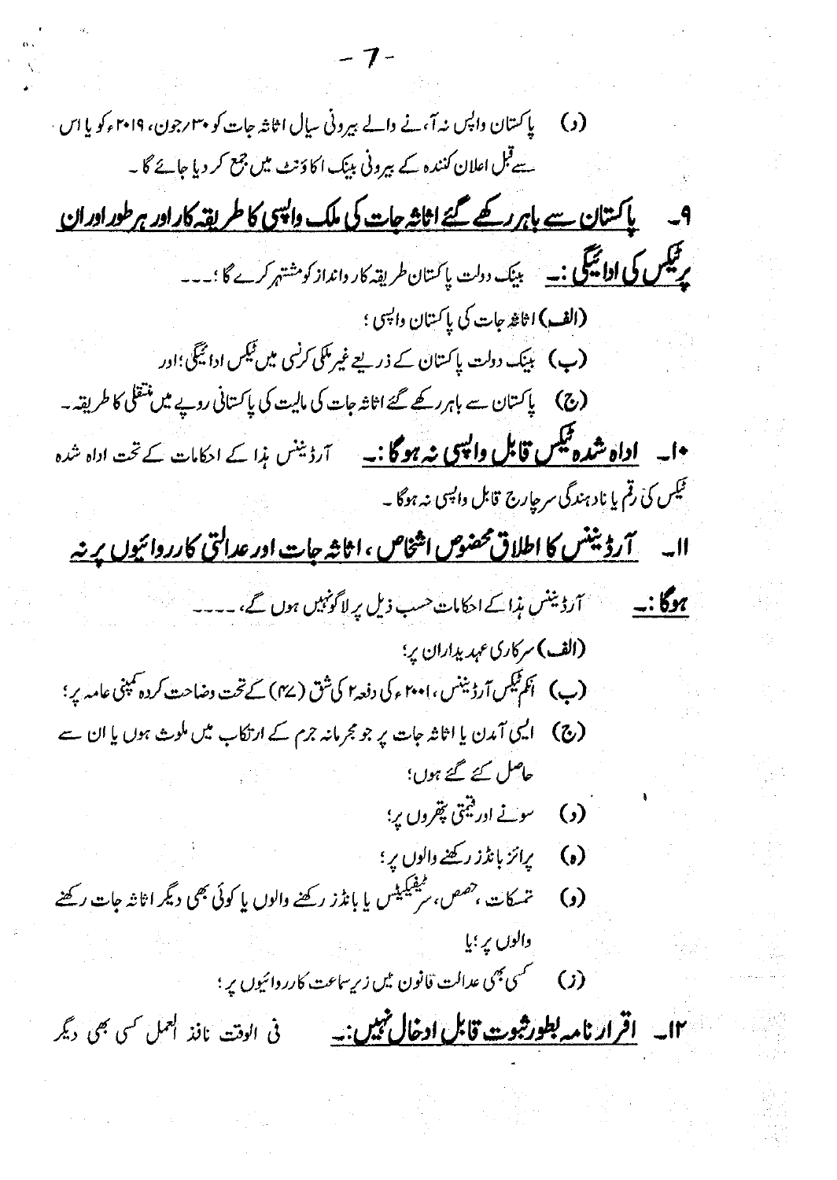(د) پاکستان واپس نہ آنے والے بیرونی سیال اثاثہ جات کو ۳۰ رجون، ۲۰۱۹ء کو یا اس سے قبل اعلان کنندہ کے بیرونی بینک اکاؤنٹ میں جمع کر دیا جائے گا۔

**۹۔ پاکستان سے باہر رکھے گئے اثاثہ جات کی ملک واپسی کا طریقہ کار اور ہر طور اور ان پر ٹیکس کی ادائیگی:۔** بینک دولت پاکستان طریقہ کار وانداز کو مشتہر کرے گا:۔۔۔

(الف) اثاثہ جات کی پاکستان واپسی؛

(ب) بینک دولت پاکستان کے ذریعے غیر ملکی کرنسی میں ٹیکس ادائیگی؛ اور

(ج) پاکستان سے باہر رکھے گئے اثاثہ جات کی مالیت کی پاکستانی روپے میں منتقلی کا طریقہ۔

**۱۰۔ اداہ شدہ ٹیکس قابل واپسی نہ ہوگا:۔** آرڈیننس ہذا کے احکامات کے تحت اداہ شدہ ٹیکس کی رقم یا نادہندگی سرچارج قابل واپسی نہ ہوگا۔

**۱۱۔ آرڈیننس کا اطلاق مخصوص اشخاص، اثاثہ جات اور عدالتی کارروائیوں پر نہ ہوگا:۔** آرڈیننس ہذا کے احکامات حسب ذیل پر لاگو نہیں ہوں گے،۔۔۔

(الف) سرکاری عہدیداران پر؛

(ب) انکم ٹیکس آرڈیننس، ۲۰۰۱ء کی دفعہ ۲ کی شق (۴۷) کے تحت وضاحت کردہ کمپنی عامہ پر؛

(ج) ایسی آمدن یا اثاثہ جات پر جو مجرمانہ جرم کے ارتکاب میں ملوث ہوں یا ان سے حاصل کئے گئے ہوں؛

(د) سونے اور قیمتی پتھروں پر؛

(ہ) پرائز بانڈز رکھنے والوں پر؛

(و) تمسکات، حصص، سرٹیفکیٹس یا بانڈز رکھنے والوں یا کوئی بھی دیگر اثاثہ جات رکھنے والوں پر؛ یا

(ز) کسی بھی عدالت قانون میں زیر سماعت کارروائیوں پر؛

**۱۲۔ اقرار نامہ بطور ثبوت قابل ادخال نہیں:۔** فی الوقت نافذ العمل کسی بھی دیگر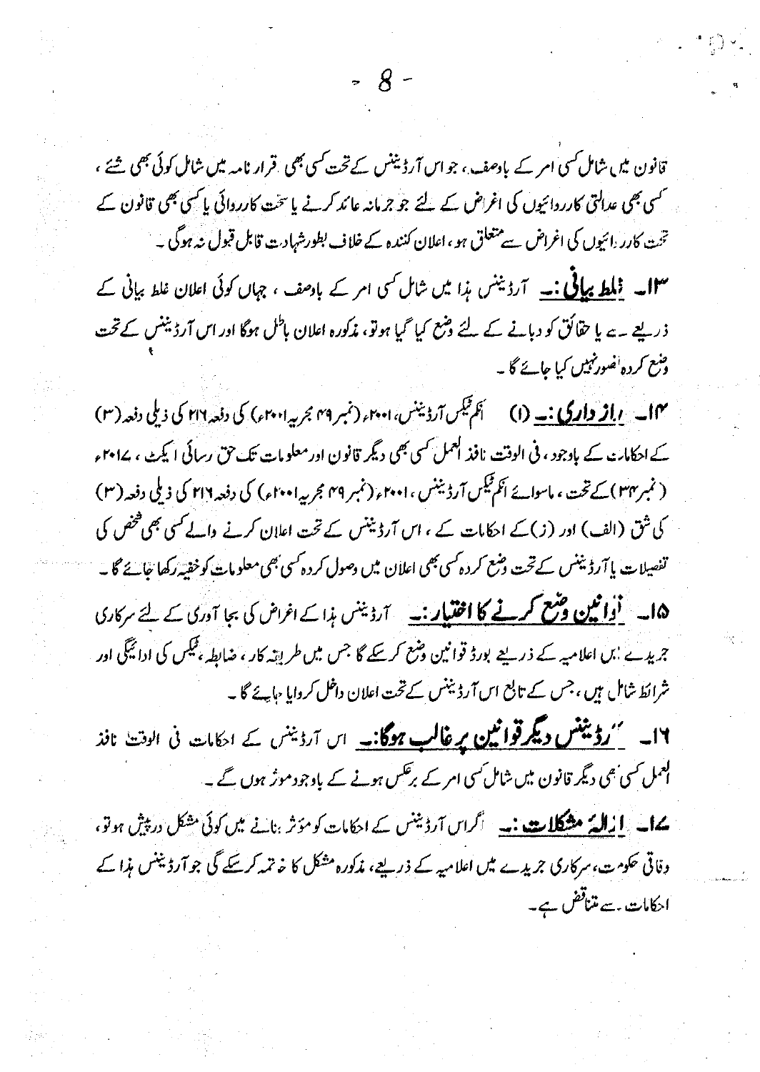قانون میں شامل کسی امر کے باوصف، جو اس آرڈیننس کے تحت کسی بھی قرار نامہ میں شامل کوئی بھی شئے، کسی بھی عدالتی کارروائیوں کی اغراض کے لئے جو جرمانہ عائد کرنے یا سخت کارروائی یا کسی بھی قانون کے تحت کارروائیوں کی اغراض سے متعلق ہو، اعلان کنندہ کے خلاف بطور شہادت قابل قبول نہ ہوگی۔

۱۳۔ **غلط بیانی:۔** آرڈیننس ہذا میں شامل کسی امر کے باوصف، جہاں کوئی اعلان غلط بیانی کے ذریعے سے یا حقائق کو دبانے کے لئے وضع کیا گیا ہو تو، مذکورہ اعلان باطل ہوگا اور اس آرڈیننس کے تحت وضع کردہ تصور نہیں کیا جائے گا۔

۱۴۔ **رازداری:۔** (۱) انکم ٹیکس آرڈیننس، ۲۰۰۱ء (نمبر ۴۹ مجریہ ۲۰۰۱ء) کی دفعہ ۲۱۶ کی ذیلی دفعہ (۳) کے احکامات کے باوجود، فی الوقت نافذ العمل کسی بھی دیگر قانون اور معلومات تک حق رسائی ایکٹ، ۲۰۱۷ء (نمبر ۳۴) کے تحت، ماسوائے انکم ٹیکس آرڈیننس، ۲۰۰۱ء (نمبر ۴۹ مجریہ ۲۰۰۱ء) کی دفعہ ۲۱۶ کی ذیلی دفعہ (۳) کی شق (الف) اور (ز) کے احکامات کے، اس آرڈیننس کے تحت اعلان کرنے والے کسی بھی شخص کی تفصیلات یا آرڈیننس کے تحت وضع کردہ کسی بھی اعلان میں وصول کردہ کسی بھی معلومات کو خفیہ رکھا جائے گا۔

۱۵۔ **قوانین وضع کرنے کا اختیار:۔** آرڈیننس ہذا کے اغراض کی بجا آوری کے لئے سرکاری جریدے میں اعلامیہ کے ذریعے بورڈ قوانین وضع کر سکے گا جس میں طریقہ کار، ضابطہ، ٹیکس کی ادائیگی اور شرائط شامل ہیں، جس کے تابع اس آرڈیننس کے تحت اعلان داخل کروایا جائے گا۔

۱۶۔ **آرڈیننس دیگر قوانین پر غالب ہوگا:۔** اس آرڈیننس کے احکامات فی الوقت نافذ العمل کسی بھی دیگر قانون میں شامل کسی امر کے برعکس ہونے کے باوجود موثر ہوں گے۔

۱۷۔ **ازالۂ مشکلات:۔** اگر اس آرڈیننس کے احکامات کو مؤثر بنانے میں کوئی مشکل درپیش ہو تو، وفاقی حکومت، سرکاری جریدے میں اعلامیہ کے ذریعے، مذکورہ مشکل کا خاتمہ کر سکے گی جو آرڈیننس ہذا کے احکامات سے متناقض ہے۔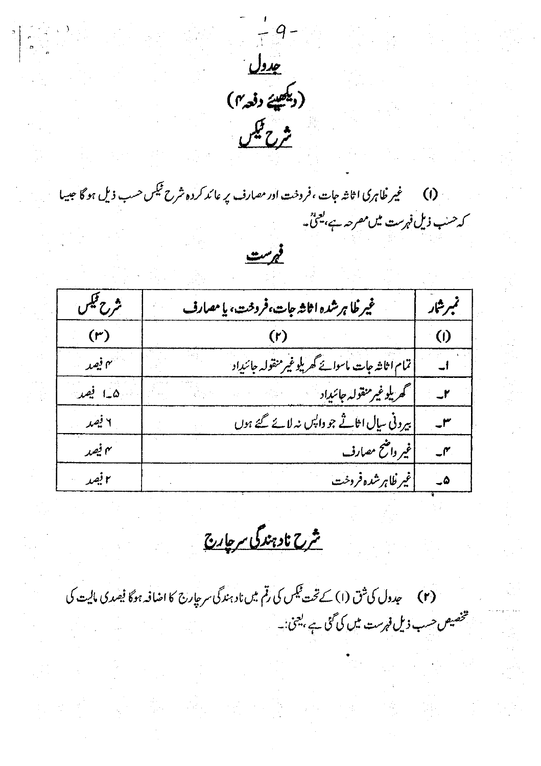# جدول

## (دیکھیئے دفعہ ۴)

## شرح ٹیکس

(۱) غیر ظاہری اثاثہ جات، فروخت اور مصارف پر عائد کردہ شرح ٹیکس حسب ذیل ہوگا جیسا کہ حسب ذیل فہرست میں مصرحہ ہے، یعنی:۔

## فہرست

| نمبر شمار | غیر ظاہر شدہ اثاثہ جات، فروخت، یا مصارف | شرح ٹیکس |
|---|---|---|
| (۱) | (۲) | (۳) |
| ۱۔ | تمام اثاثہ جات ماسوائے گھریلو غیر منقولہ جائیداد | ۴ فیصد |
| ۲۔ | گھریلو غیر منقولہ جائیداد | ۱.۵ فیصد |
| ۳۔ | بیرونی سیال اثاثے جو واپس نہ لائے گئے ہوں | ۶ فیصد |
| ۴۔ | غیر واضح مصارف | ۴ فیصد |
| ۵۔ | غیر ظاہر شدہ فروخت | ۲ فیصد |

## شرح نادہندگی سرچارج

(۲) جدول کی شق (۱) کے تحت ٹیکس کی رقم میں نادہندگی سرچارج کا اضافہ ہوگا فیصدی مالیت کی تخصیص حسب ذیل فہرست میں کی گئی ہے، یعنی:۔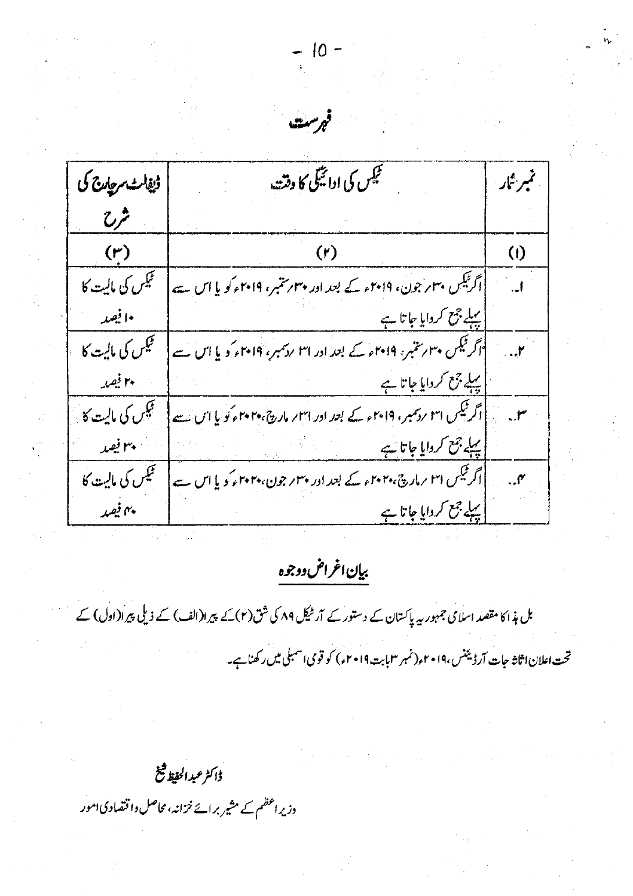# فہرست

| نمبر شمار | ٹیکس کی ادائیگی کا وقت | ڈیفالٹ سرچارج کی شرح |
|---|---|---|
| (۱) | (۲) | (۳) |
| ۱۔ | اگر ٹیکس ۳۰ر جون، ۲۰۱۹ء کے بعد اور ۳۰ر ستمبر، ۲۰۱۹ء کو یا اس سے پہلے جمع کروایا جاتا ہے | ٹیکس کی مالیت کا ۱۰ فیصد |
| ۲۔ | اگر ٹیکس ۳۰ر ستمبر، ۲۰۱۹ء کے بعد اور ۳۱ر دسمبر، ۲۰۱۹ء کو یا اس سے پہلے جمع کروایا جاتا ہے | ٹیکس کی مالیت کا ۲۰ فیصد |
| ۳۔ | اگر ٹیکس ۳۱ر دسمبر، ۲۰۱۹ء کے بعد اور ۳۱ر مارچ، ۲۰۲۰ء کو یا اس سے پہلے جمع کروایا جاتا ہے | ٹیکس کی مالیت کا ۳۰ فیصد |
| ۴۔ | اگر ٹیکس ۳۱ر مارچ، ۲۰۲۰ء کے بعد اور ۳۰ر جون، ۲۰۲۰ء کو یا اس سے پہلے جمع کروایا جاتا ہے | ٹیکس کی مالیت کا ۴۰ فیصد |

## بیان اغراض ووجوہ

بل ہذا کا مقصد اسلامی جمہوریہ پاکستان کے دستور کے آرٹیکل ۸۹ کی شق (۲) کے پیرا (الف) کے ذیلی پیرا (اول) کے تحت اعلان اثاثہ جات آرڈیننس، ۲۰۱۹ء (نمبر ۳ بابت ۲۰۱۹ء) کو قومی اسمبلی میں رکھنا ہے۔

**ڈاکٹر عبدالحفیظ شیخ**

وزیر اعظم کے مشیر برائے خزانہ، محاصل واقتصادی امور